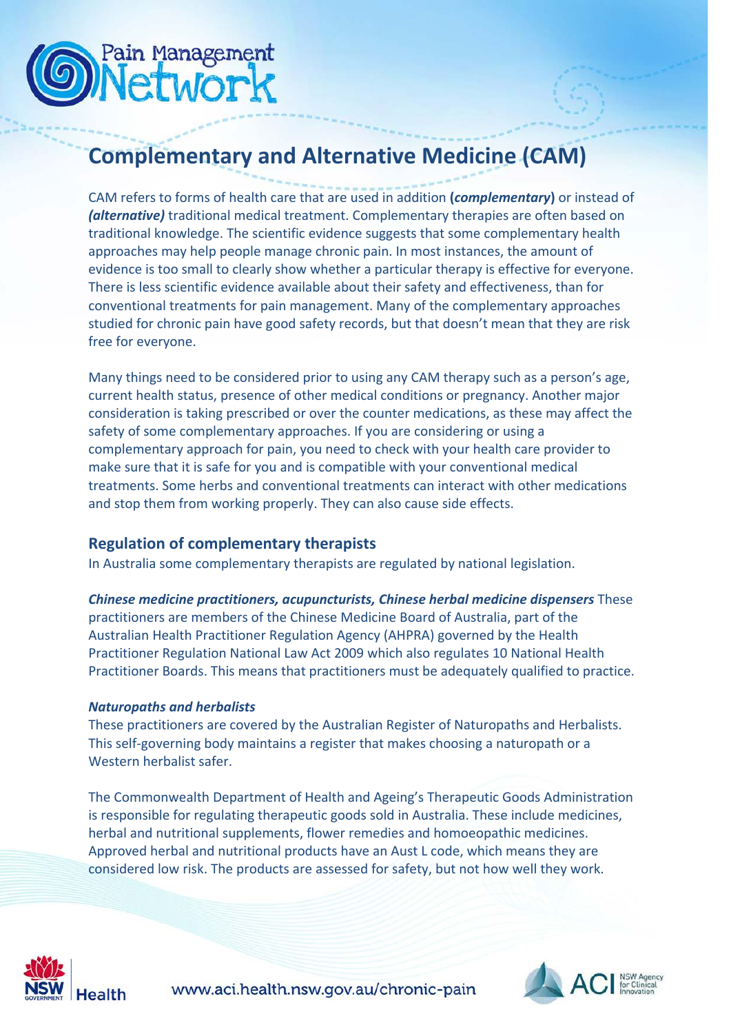# Complementary and Alternative Medicine (CAM)

CAM refers to forms of health care that are used in addition **(*complementary*)** or instead of ***(alternative)*** traditional medical treatment. Complementary therapies are often based on traditional knowledge. The scientific evidence suggests that some complementary health approaches may help people manage chronic pain. In most instances, the amount of evidence is too small to clearly show whether a particular therapy is effective for everyone. There is less scientific evidence available about their safety and effectiveness, than for conventional treatments for pain management. Many of the complementary approaches studied for chronic pain have good safety records, but that doesn't mean that they are risk free for everyone.

Many things need to be considered prior to using any CAM therapy such as a person's age, current health status, presence of other medical conditions or pregnancy. Another major consideration is taking prescribed or over the counter medications, as these may affect the safety of some complementary approaches. If you are considering or using a complementary approach for pain, you need to check with your health care provider to make sure that it is safe for you and is compatible with your conventional medical treatments. Some herbs and conventional treatments can interact with other medications and stop them from working properly. They can also cause side effects.

## Regulation of complementary therapists

In Australia some complementary therapists are regulated by national legislation.

***Chinese medicine practitioners, acupuncturists, Chinese herbal medicine dispensers*** These practitioners are members of the Chinese Medicine Board of Australia, part of the Australian Health Practitioner Regulation Agency (AHPRA) governed by the Health Practitioner Regulation National Law Act 2009 which also regulates 10 National Health Practitioner Boards. This means that practitioners must be adequately qualified to practice.

***Naturopaths and herbalists***
These practitioners are covered by the Australian Register of Naturopaths and Herbalists. This self-governing body maintains a register that makes choosing a naturopath or a Western herbalist safer.

The Commonwealth Department of Health and Ageing's Therapeutic Goods Administration is responsible for regulating therapeutic goods sold in Australia. These include medicines, herbal and nutritional supplements, flower remedies and homoeopathic medicines. Approved herbal and nutritional products have an Aust L code, which means they are considered low risk. The products are assessed for safety, but not how well they work.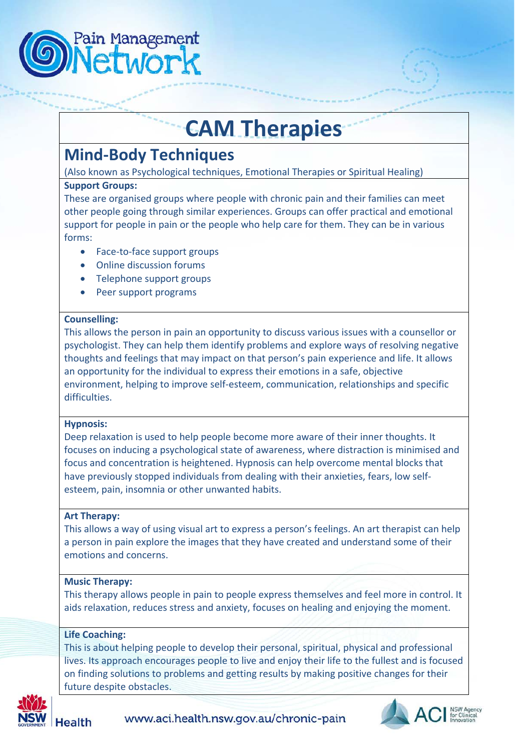# CAM Therapies

## Mind-Body Techniques

(Also known as Psychological techniques, Emotional Therapies or Spiritual Healing)

**Support Groups:**

These are organised groups where people with chronic pain and their families can meet other people going through similar experiences. Groups can offer practical and emotional support for people in pain or the people who help care for them. They can be in various forms:

- Face-to-face support groups
- Online discussion forums
- Telephone support groups
- Peer support programs

**Counselling:**

This allows the person in pain an opportunity to discuss various issues with a counsellor or psychologist. They can help them identify problems and explore ways of resolving negative thoughts and feelings that may impact on that person's pain experience and life. It allows an opportunity for the individual to express their emotions in a safe, objective environment, helping to improve self-esteem, communication, relationships and specific difficulties.

**Hypnosis:**

Deep relaxation is used to help people become more aware of their inner thoughts. It focuses on inducing a psychological state of awareness, where distraction is minimised and focus and concentration is heightened. Hypnosis can help overcome mental blocks that have previously stopped individuals from dealing with their anxieties, fears, low self-esteem, pain, insomnia or other unwanted habits.

**Art Therapy:**

This allows a way of using visual art to express a person's feelings. An art therapist can help a person in pain explore the images that they have created and understand some of their emotions and concerns.

**Music Therapy:**

This therapy allows people in pain to people express themselves and feel more in control. It aids relaxation, reduces stress and anxiety, focuses on healing and enjoying the moment.

**Life Coaching:**

This is about helping people to develop their personal, spiritual, physical and professional lives. Its approach encourages people to live and enjoy their life to the fullest and is focused on finding solutions to problems and getting results by making positive changes for their future despite obstacles.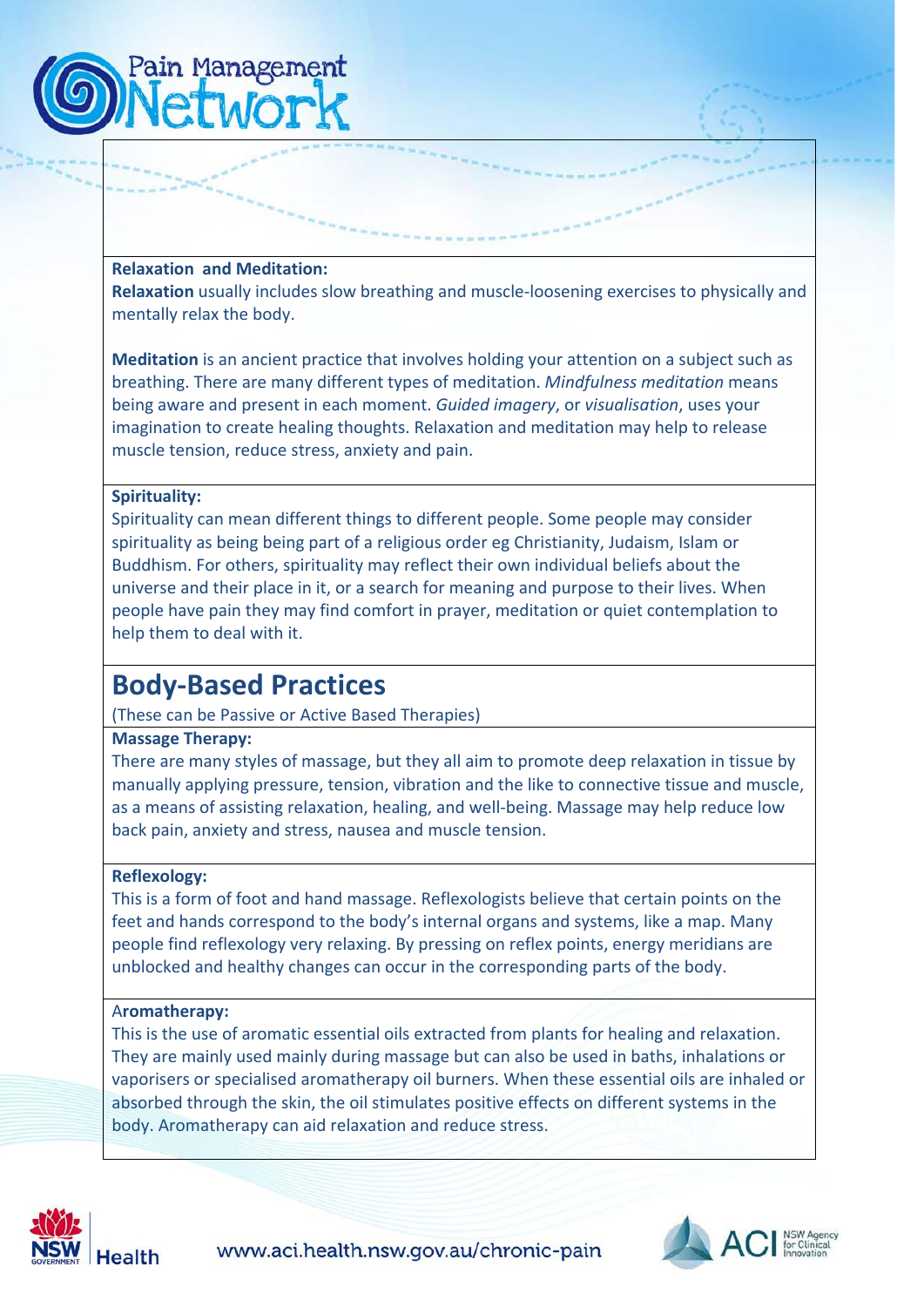**Relaxation and Meditation:**
**Relaxation** usually includes slow breathing and muscle-loosening exercises to physically and mentally relax the body.

**Meditation** is an ancient practice that involves holding your attention on a subject such as breathing. There are many different types of meditation. *Mindfulness meditation* means being aware and present in each moment. *Guided imagery*, or *visualisation*, uses your imagination to create healing thoughts. Relaxation and meditation may help to release muscle tension, reduce stress, anxiety and pain.

**Spirituality:**
Spirituality can mean different things to different people. Some people may consider spirituality as being being part of a religious order eg Christianity, Judaism, Islam or Buddhism. For others, spirituality may reflect their own individual beliefs about the universe and their place in it, or a search for meaning and purpose to their lives. When people have pain they may find comfort in prayer, meditation or quiet contemplation to help them to deal with it.

## Body-Based Practices

(These can be Passive or Active Based Therapies)

**Massage Therapy:**
There are many styles of massage, but they all aim to promote deep relaxation in tissue by manually applying pressure, tension, vibration and the like to connective tissue and muscle, as a means of assisting relaxation, healing, and well-being. Massage may help reduce low back pain, anxiety and stress, nausea and muscle tension.

**Reflexology:**
This is a form of foot and hand massage. Reflexologists believe that certain points on the feet and hands correspond to the body's internal organs and systems, like a map. Many people find reflexology very relaxing. By pressing on reflex points, energy meridians are unblocked and healthy changes can occur in the corresponding parts of the body.

A**romatherapy:**
This is the use of aromatic essential oils extracted from plants for healing and relaxation. They are mainly used mainly during massage but can also be used in baths, inhalations or vaporisers or specialised aromatherapy oil burners. When these essential oils are inhaled or absorbed through the skin, the oil stimulates positive effects on different systems in the body. Aromatherapy can aid relaxation and reduce stress.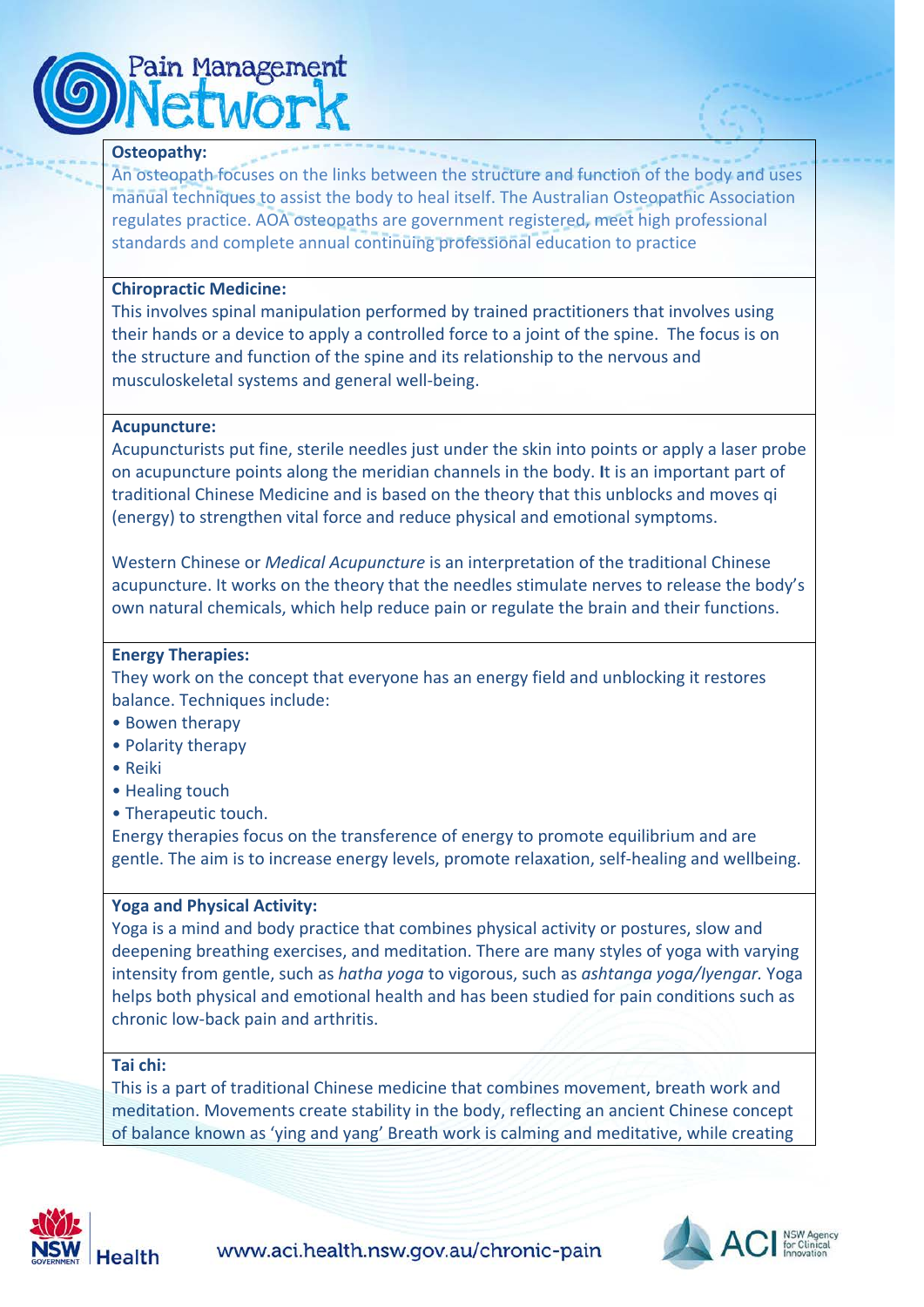**Osteopathy:**

An osteopath focuses on the links between the structure and function of the body and uses manual techniques to assist the body to heal itself. The Australian Osteopathic Association regulates practice. AOA osteopaths are government registered, meet high professional standards and complete annual continuing professional education to practice

**Chiropractic Medicine:**

This involves spinal manipulation performed by trained practitioners that involves using their hands or a device to apply a controlled force to a joint of the spine. The focus is on the structure and function of the spine and its relationship to the nervous and musculoskeletal systems and general well-being.

**Acupuncture:**

Acupuncturists put fine, sterile needles just under the skin into points or apply a laser probe on acupuncture points along the meridian channels in the body. It is an important part of traditional Chinese Medicine and is based on the theory that this unblocks and moves qi (energy) to strengthen vital force and reduce physical and emotional symptoms.

Western Chinese or *Medical Acupuncture* is an interpretation of the traditional Chinese acupuncture. It works on the theory that the needles stimulate nerves to release the body's own natural chemicals, which help reduce pain or regulate the brain and their functions.

**Energy Therapies:**

They work on the concept that everyone has an energy field and unblocking it restores balance. Techniques include:

- Bowen therapy
- Polarity therapy
- Reiki
- Healing touch
- Therapeutic touch.

Energy therapies focus on the transference of energy to promote equilibrium and are gentle. The aim is to increase energy levels, promote relaxation, self-healing and wellbeing.

**Yoga and Physical Activity:**

Yoga is a mind and body practice that combines physical activity or postures, slow and deepening breathing exercises, and meditation. There are many styles of yoga with varying intensity from gentle, such as *hatha yoga* to vigorous, such as *ashtanga yoga/Iyengar.* Yoga helps both physical and emotional health and has been studied for pain conditions such as chronic low-back pain and arthritis.

**Tai chi:**

This is a part of traditional Chinese medicine that combines movement, breath work and meditation. Movements create stability in the body, reflecting an ancient Chinese concept of balance known as 'ying and yang' Breath work is calming and meditative, while creating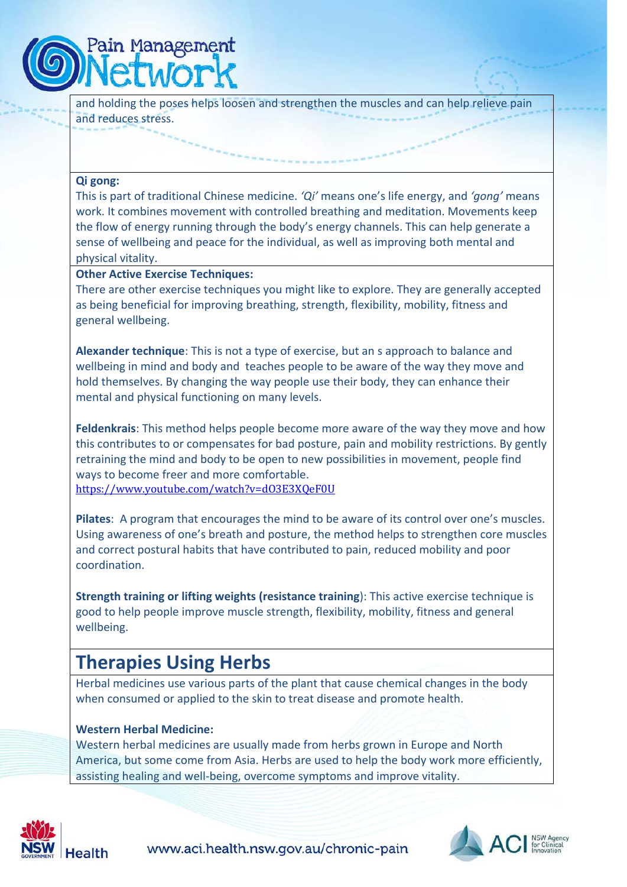and holding the poses helps loosen and strengthen the muscles and can help relieve pain and reduces stress.

**Qi gong:**

This is part of traditional Chinese medicine. *'Qi'* means one's life energy, and *'gong'* means work. It combines movement with controlled breathing and meditation. Movements keep the flow of energy running through the body's energy channels. This can help generate a sense of wellbeing and peace for the individual, as well as improving both mental and physical vitality.

**Other Active Exercise Techniques:**

There are other exercise techniques you might like to explore. They are generally accepted as being beneficial for improving breathing, strength, flexibility, mobility, fitness and general wellbeing.

**Alexander technique**: This is not a type of exercise, but an s approach to balance and wellbeing in mind and body and teaches people to be aware of the way they move and hold themselves. By changing the way people use their body, they can enhance their mental and physical functioning on many levels.

**Feldenkrais**: This method helps people become more aware of the way they move and how this contributes to or compensates for bad posture, pain and mobility restrictions. By gently retraining the mind and body to be open to new possibilities in movement, people find ways to become freer and more comfortable.
https://www.youtube.com/watch?v=dO3E3XQeF0U

**Pilates**: A program that encourages the mind to be aware of its control over one's muscles. Using awareness of one's breath and posture, the method helps to strengthen core muscles and correct postural habits that have contributed to pain, reduced mobility and poor coordination.

**Strength training or lifting weights (resistance training**): This active exercise technique is good to help people improve muscle strength, flexibility, mobility, fitness and general wellbeing.

## Therapies Using Herbs

Herbal medicines use various parts of the plant that cause chemical changes in the body when consumed or applied to the skin to treat disease and promote health.

**Western Herbal Medicine:**

Western herbal medicines are usually made from herbs grown in Europe and North America, but some come from Asia. Herbs are used to help the body work more efficiently, assisting healing and well-being, overcome symptoms and improve vitality.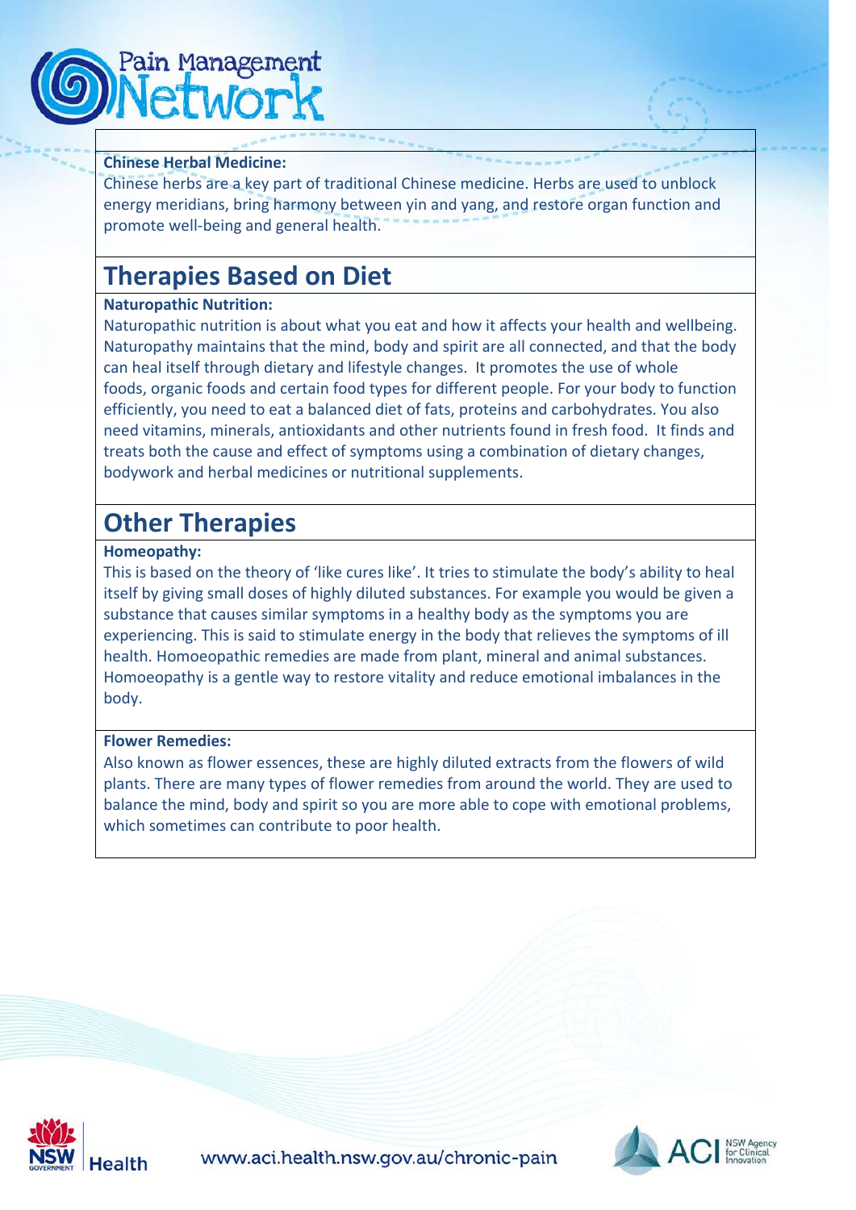**Chinese Herbal Medicine:**
Chinese herbs are a key part of traditional Chinese medicine. Herbs are used to unblock energy meridians, bring harmony between yin and yang, and restore organ function and promote well-being and general health.

## Therapies Based on Diet

**Naturopathic Nutrition:**
Naturopathic nutrition is about what you eat and how it affects your health and wellbeing. Naturopathy maintains that the mind, body and spirit are all connected, and that the body can heal itself through dietary and lifestyle changes. It promotes the use of whole foods, organic foods and certain food types for different people. For your body to function efficiently, you need to eat a balanced diet of fats, proteins and carbohydrates. You also need vitamins, minerals, antioxidants and other nutrients found in fresh food. It finds and treats both the cause and effect of symptoms using a combination of dietary changes, bodywork and herbal medicines or nutritional supplements.

## Other Therapies

**Homeopathy:**
This is based on the theory of 'like cures like'. It tries to stimulate the body's ability to heal itself by giving small doses of highly diluted substances. For example you would be given a substance that causes similar symptoms in a healthy body as the symptoms you are experiencing. This is said to stimulate energy in the body that relieves the symptoms of ill health. Homoeopathic remedies are made from plant, mineral and animal substances. Homoeopathy is a gentle way to restore vitality and reduce emotional imbalances in the body.

**Flower Remedies:**
Also known as flower essences, these are highly diluted extracts from the flowers of wild plants. There are many types of flower remedies from around the world. They are used to balance the mind, body and spirit so you are more able to cope with emotional problems, which sometimes can contribute to poor health.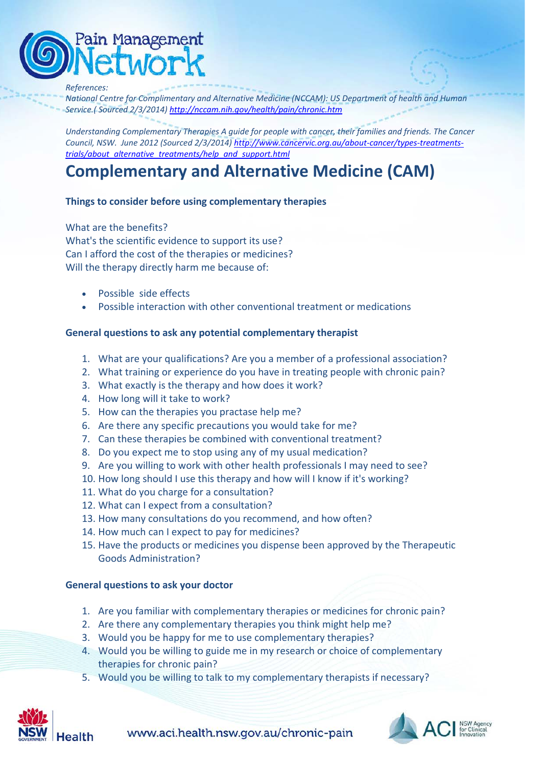*References:*

*National Centre for Complimentary and Alternative Medicine (NCCAM): US Department of health and Human Service.( Sourced 2/3/2014)* *[http://nccam.nih.gov/health/pain/chronic.htm](http://nccam.nih.gov/health/pain/chronic.htm)*

*Understanding Complementary Therapies A guide for people with cancer, their families and friends. The Cancer Council, NSW. June 2012 (Sourced 2/3/2014)* *[http://www.cancervic.org.au/about-cancer/types-treatments-trials/about_alternative_treatments/help_and_support.html](http://www.cancervic.org.au/about-cancer/types-treatments-trials/about_alternative_treatments/help_and_support.html)*

# Complementary and Alternative Medicine (CAM)

**Things to consider before using complementary therapies**

What are the benefits?
What's the scientific evidence to support its use?
Can I afford the cost of the therapies or medicines?
Will the therapy directly harm me because of:

- Possible side effects
- Possible interaction with other conventional treatment or medications

**General questions to ask any potential complementary therapist**

1. What are your qualifications? Are you a member of a professional association?
2. What training or experience do you have in treating people with chronic pain?
3. What exactly is the therapy and how does it work?
4. How long will it take to work?
5. How can the therapies you practase help me?
6. Are there any specific precautions you would take for me?
7. Can these therapies be combined with conventional treatment?
8. Do you expect me to stop using any of my usual medication?
9. Are you willing to work with other health professionals I may need to see?
10. How long should I use this therapy and how will I know if it's working?
11. What do you charge for a consultation?
12. What can I expect from a consultation?
13. How many consultations do you recommend, and how often?
14. How much can I expect to pay for medicines?
15. Have the products or medicines you dispense been approved by the Therapeutic Goods Administration?

**General questions to ask your doctor**

1. Are you familiar with complementary therapies or medicines for chronic pain?
2. Are there any complementary therapies you think might help me?
3. Would you be happy for me to use complementary therapies?
4. Would you be willing to guide me in my research or choice of complementary therapies for chronic pain?
5. Would you be willing to talk to my complementary therapists if necessary?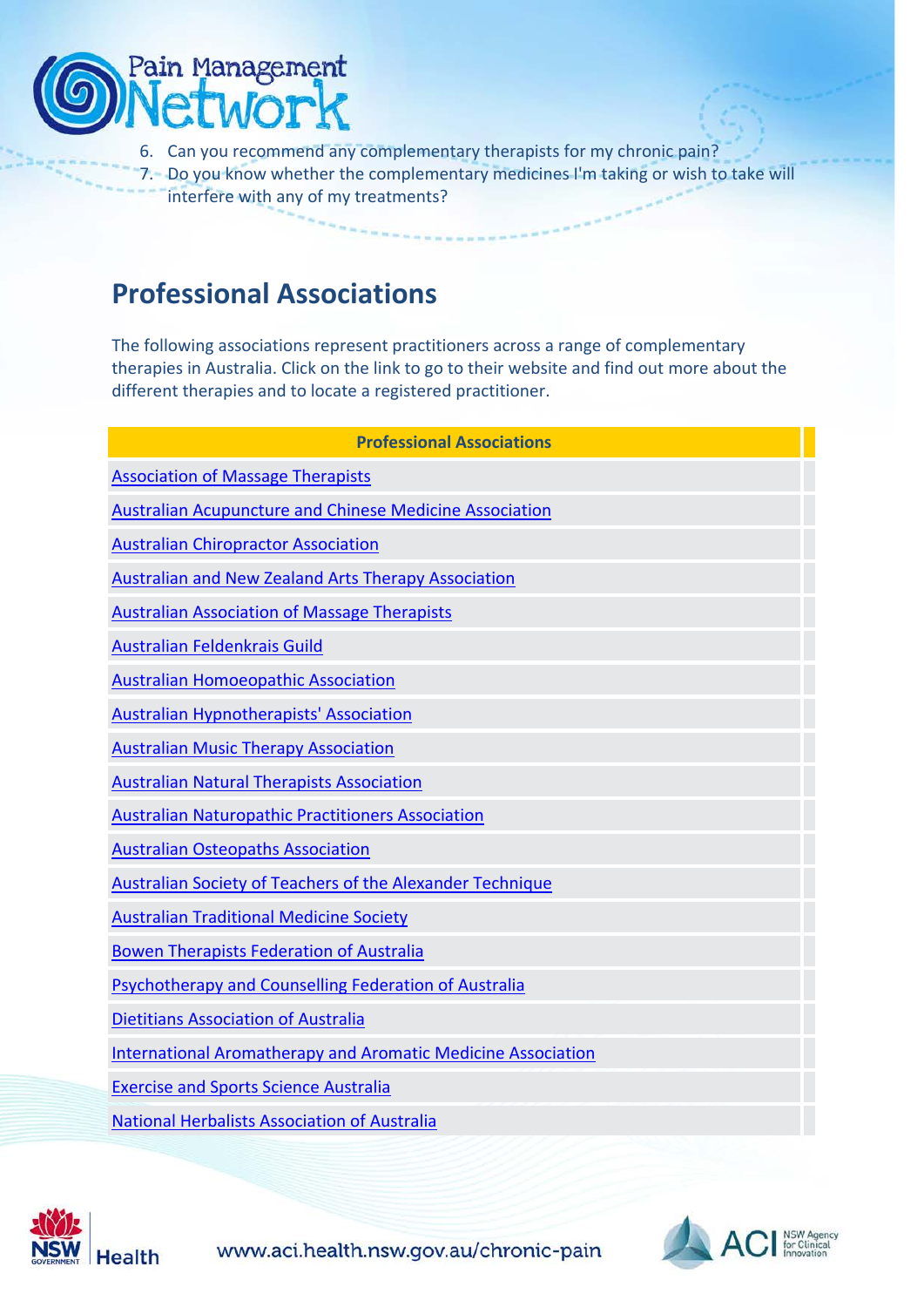6. Can you recommend any complementary therapists for my chronic pain?
7. Do you know whether the complementary medicines I'm taking or wish to take will interfere with any of my treatments?

## Professional Associations

The following associations represent practitioners across a range of complementary therapies in Australia. Click on the link to go to their website and find out more about the different therapies and to locate a registered practitioner.

| Professional Associations |
|---|
| Association of Massage Therapists |
| Australian Acupuncture and Chinese Medicine Association |
| Australian Chiropractor Association |
| Australian and New Zealand Arts Therapy Association |
| Australian Association of Massage Therapists |
| Australian Feldenkrais Guild |
| Australian Homoeopathic Association |
| Australian Hypnotherapists' Association |
| Australian Music Therapy Association |
| Australian Natural Therapists Association |
| Australian Naturopathic Practitioners Association |
| Australian Osteopaths Association |
| Australian Society of Teachers of the Alexander Technique |
| Australian Traditional Medicine Society |
| Bowen Therapists Federation of Australia |
| Psychotherapy and Counselling Federation of Australia |
| Dietitians Association of Australia |
| International Aromatherapy and Aromatic Medicine Association |
| Exercise and Sports Science Australia |
| National Herbalists Association of Australia |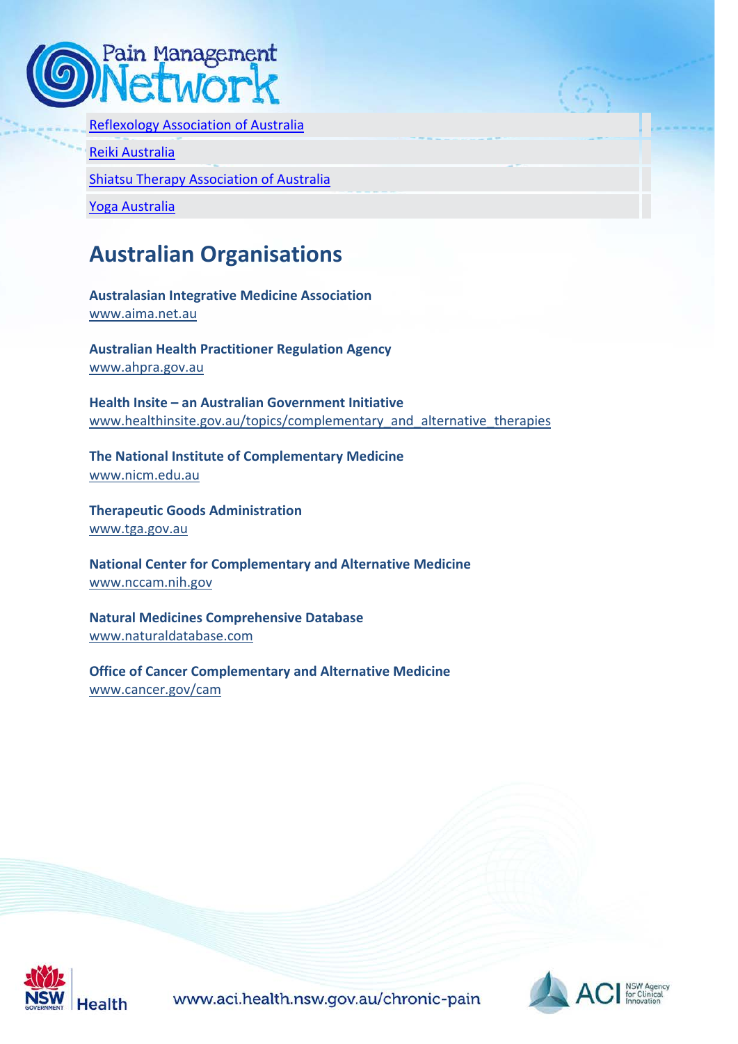Reflexology Association of Australia

Reiki Australia

Shiatsu Therapy Association of Australia

Yoga Australia

## Australian Organisations

**Australasian Integrative Medicine Association**
www.aima.net.au

**Australian Health Practitioner Regulation Agency**
www.ahpra.gov.au

**Health Insite – an Australian Government Initiative**
www.healthinsite.gov.au/topics/complementary_and_alternative_therapies

**The National Institute of Complementary Medicine**
www.nicm.edu.au

**Therapeutic Goods Administration**
www.tga.gov.au

**National Center for Complementary and Alternative Medicine**
www.nccam.nih.gov

**Natural Medicines Comprehensive Database**
www.naturaldatabase.com

**Office of Cancer Complementary and Alternative Medicine**
www.cancer.gov/cam